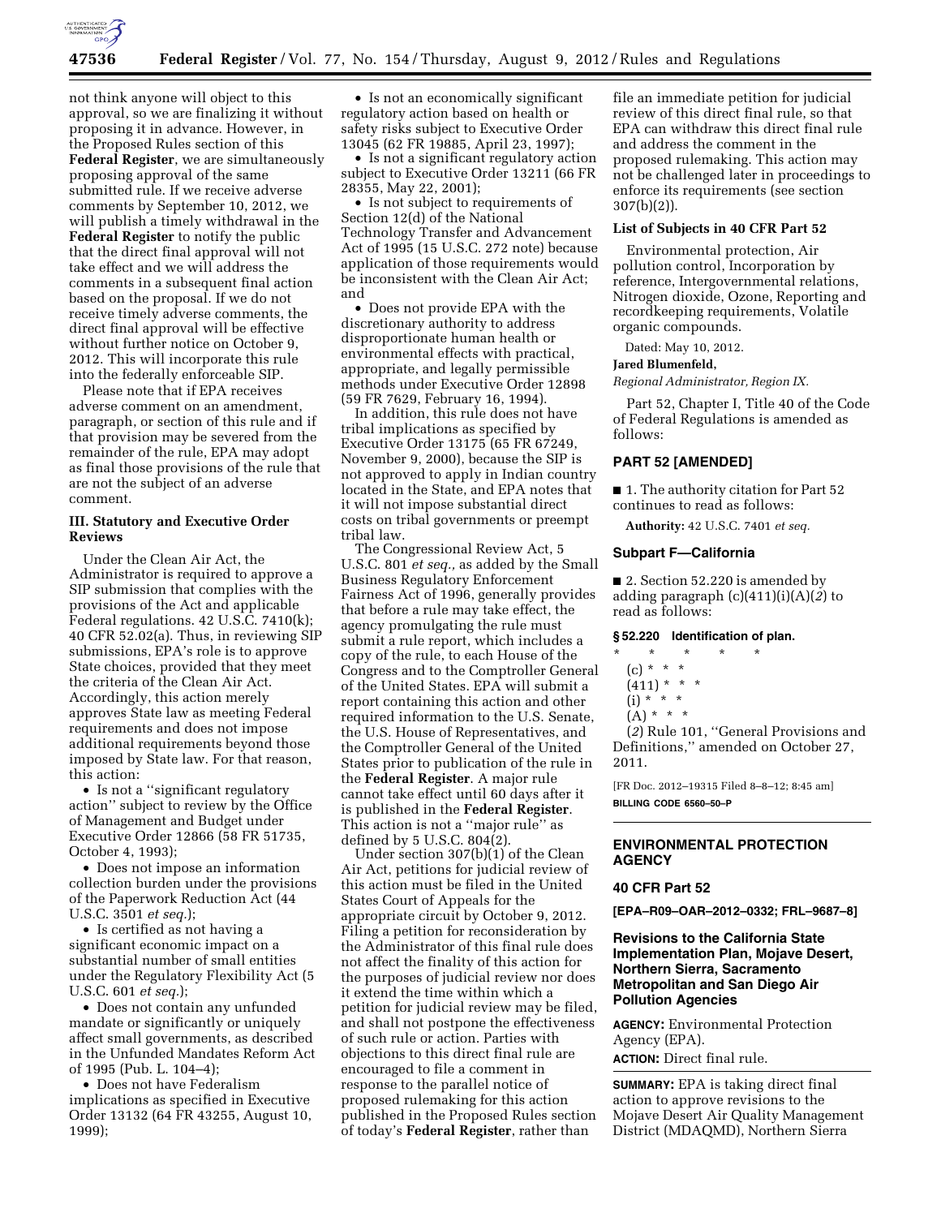not think anyone will object to this approval, so we are finalizing it without proposing it in advance. However, in the Proposed Rules section of this **Federal Register**, we are simultaneously proposing approval of the same submitted rule. If we receive adverse comments by September 10, 2012, we will publish a timely withdrawal in the **Federal Register** to notify the public that the direct final approval will not take effect and we will address the comments in a subsequent final action based on the proposal. If we do not receive timely adverse comments, the direct final approval will be effective without further notice on October 9, 2012. This will incorporate this rule into the federally enforceable SIP.

Please note that if EPA receives adverse comment on an amendment, paragraph, or section of this rule and if that provision may be severed from the remainder of the rule, EPA may adopt as final those provisions of the rule that are not the subject of an adverse comment.

### III. Statutory and Executive Order Reviews

Under the Clean Air Act, the Administrator is required to approve a SIP submission that complies with the provisions of the Act and applicable Federal regulations. 42 U.S.C. 7410(k); 40 CFR 52.02(a). Thus, in reviewing SIP submissions, EPA's role is to approve State choices, provided that they meet the criteria of the Clean Air Act. Accordingly, this action merely approves State law as meeting Federal requirements and does not impose additional requirements beyond those imposed by State law. For that reason, this action:

- Is not a ''significant regulatory action'' subject to review by the Office of Management and Budget under Executive Order 12866 (58 FR 51735, October 4, 1993);
- Does not impose an information collection burden under the provisions of the Paperwork Reduction Act (44 U.S.C. 3501 *et seq.*);
- Is certified as not having a significant economic impact on a substantial number of small entities under the Regulatory Flexibility Act (5 U.S.C. 601 *et seq.*);
- Does not contain any unfunded mandate or significantly or uniquely affect small governments, as described in the Unfunded Mandates Reform Act of 1995 (Pub. L. 104–4);
- Does not have Federalism implications as specified in Executive Order 13132 (64 FR 43255, August 10, 1999);
- Is not an economically significant regulatory action based on health or safety risks subject to Executive Order 13045 (62 FR 19885, April 23, 1997);
- Is not a significant regulatory action subject to Executive Order 13211 (66 FR 28355, May 22, 2001);
- Is not subject to requirements of Section 12(d) of the National Technology Transfer and Advancement Act of 1995 (15 U.S.C. 272 note) because application of those requirements would be inconsistent with the Clean Air Act; and
- Does not provide EPA with the discretionary authority to address disproportionate human health or environmental effects with practical, appropriate, and legally permissible methods under Executive Order 12898 (59 FR 7629, February 16, 1994).

In addition, this rule does not have tribal implications as specified by Executive Order 13175 (65 FR 67249, November 9, 2000), because the SIP is not approved to apply in Indian country located in the State, and EPA notes that it will not impose substantial direct costs on tribal governments or preempt tribal law.

The Congressional Review Act, 5 U.S.C. 801 *et seq.*, as added by the Small Business Regulatory Enforcement Fairness Act of 1996, generally provides that before a rule may take effect, the agency promulgating the rule must submit a rule report, which includes a copy of the rule, to each House of the Congress and to the Comptroller General of the United States. EPA will submit a report containing this action and other required information to the U.S. Senate, the U.S. House of Representatives, and the Comptroller General of the United States prior to publication of the rule in the **Federal Register**. A major rule cannot take effect until 60 days after it is published in the **Federal Register**. This action is not a ''major rule'' as defined by 5 U.S.C. 804(2).

Under section 307(b)(1) of the Clean Air Act, petitions for judicial review of this action must be filed in the United States Court of Appeals for the appropriate circuit by October 9, 2012. Filing a petition for reconsideration by the Administrator of this final rule does not affect the finality of this action for the purposes of judicial review nor does it extend the time within which a petition for judicial review may be filed, and shall not postpone the effectiveness of such rule or action. Parties with objections to this direct final rule are encouraged to file a comment in response to the parallel notice of proposed rulemaking for this action published in the Proposed Rules section of today's **Federal Register**, rather than file an immediate petition for judicial review of this direct final rule, so that EPA can withdraw this direct final rule and address the comment in the proposed rulemaking. This action may not be challenged later in proceedings to enforce its requirements (see section 307(b)(2)).

### List of Subjects in 40 CFR Part 52

Environmental protection, Air pollution control, Incorporation by reference, Intergovernmental relations, Nitrogen dioxide, Ozone, Reporting and recordkeeping requirements, Volatile organic compounds.

Dated: May 10, 2012.

**Jared Blumenfeld,**

*Regional Administrator, Region IX.*

Part 52, Chapter I, Title 40 of the Code of Federal Regulations is amended as follows:

## PART 52 [AMENDED]

■ 1. The authority citation for Part 52 continues to read as follows:

**Authority:** 42 U.S.C. 7401 *et seq.*

### Subpart F—California

■ 2. Section 52.220 is amended by adding paragraph (c)(411)(i)(A)(*2*) to read as follows:

### § 52.220 Identification of plan.

\* \* \* \* \*

(c) \* \* \*

(411) \* \* \*

(i) \* \* \*

(A) \* \* \*

(*2*) Rule 101, ''General Provisions and Definitions,'' amended on October 27, 2011.

[FR Doc. 2012–19315 Filed 8–8–12; 8:45 am]

**BILLING CODE 6560–50–P**

---

## ENVIRONMENTAL PROTECTION AGENCY

### 40 CFR Part 52

**[EPA–R09–OAR–2012–0332; FRL–9687–8]**

### Revisions to the California State Implementation Plan, Mojave Desert, Northern Sierra, Sacramento Metropolitan and San Diego Air Pollution Agencies

**AGENCY:** Environmental Protection Agency (EPA).

**ACTION:** Direct final rule.

**SUMMARY:** EPA is taking direct final action to approve revisions to the Mojave Desert Air Quality Management District (MDAQMD), Northern Sierra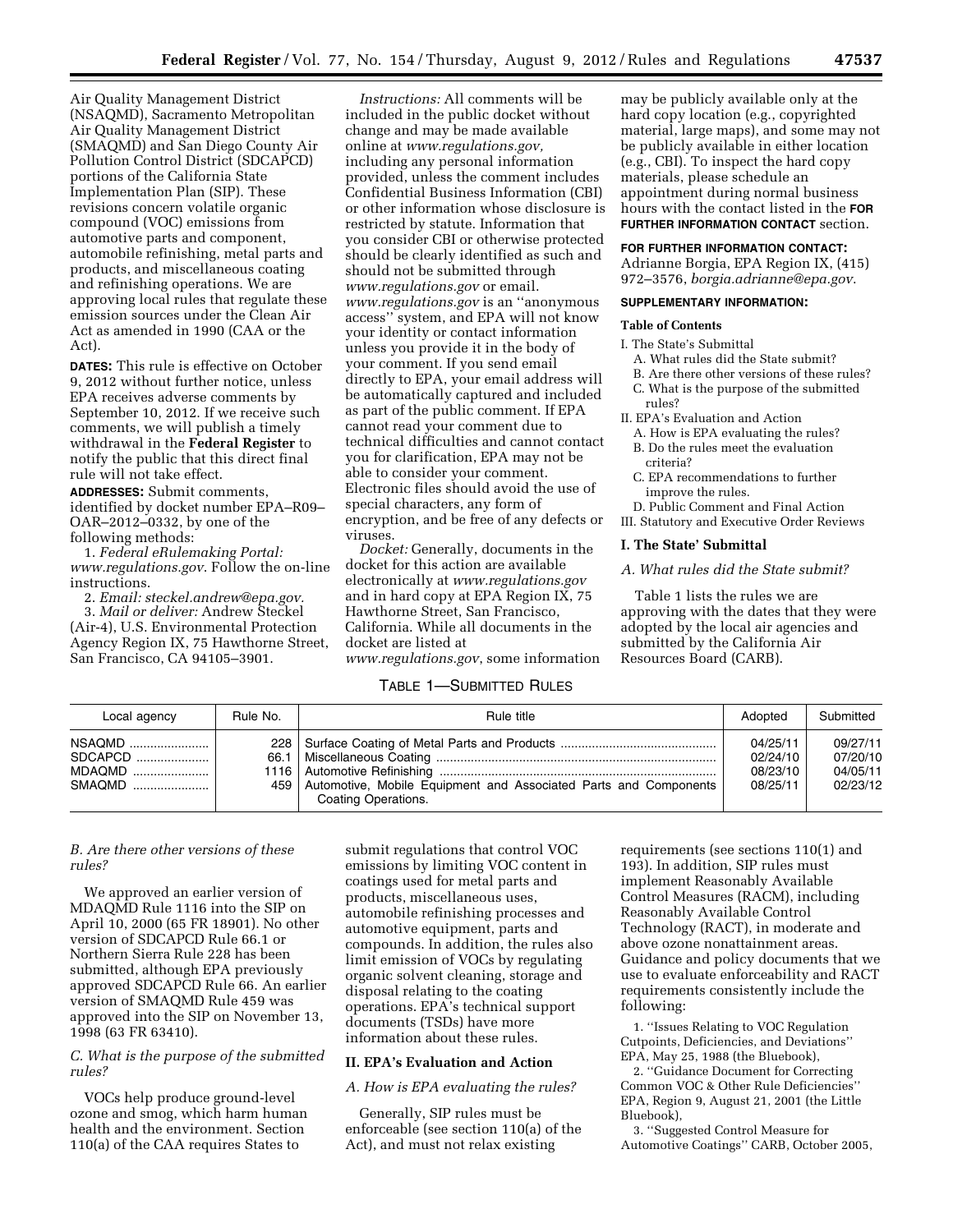Air Quality Management District (NSAQMD), Sacramento Metropolitan Air Quality Management District (SMAQMD) and San Diego County Air Pollution Control District (SDCAPCD) portions of the California State Implementation Plan (SIP). These revisions concern volatile organic compound (VOC) emissions from automotive parts and component, automobile refinishing, metal parts and products, and miscellaneous coating and refinishing operations. We are approving local rules that regulate these emission sources under the Clean Air Act as amended in 1990 (CAA or the Act).

**DATES:** This rule is effective on October 9, 2012 without further notice, unless EPA receives adverse comments by September 10, 2012. If we receive such comments, we will publish a timely withdrawal in the **Federal Register** to notify the public that this direct final rule will not take effect.

**ADDRESSES:** Submit comments, identified by docket number EPA–R09–OAR–2012–0332, by one of the following methods:

1. *Federal eRulemaking Portal: www.regulations.gov*. Follow the on-line instructions.
2. *Email: steckel.andrew@epa.gov.*
3. *Mail or deliver:* Andrew Steckel (Air-4), U.S. Environmental Protection Agency Region IX, 75 Hawthorne Street, San Francisco, CA 94105–3901.

*Instructions:* All comments will be included in the public docket without change and may be made available online at *www.regulations.gov,* including any personal information provided, unless the comment includes Confidential Business Information (CBI) or other information whose disclosure is restricted by statute. Information that you consider CBI or otherwise protected should be clearly identified as such and should not be submitted through *www.regulations.gov* or email. *www.regulations.gov* is an ''anonymous access'' system, and EPA will not know your identity or contact information unless you provide it in the body of your comment. If you send email directly to EPA, your email address will be automatically captured and included as part of the public comment. If EPA cannot read your comment due to technical difficulties and cannot contact you for clarification, EPA may not be able to consider your comment. Electronic files should avoid the use of special characters, any form of encryption, and be free of any defects or viruses.

*Docket:* Generally, documents in the docket for this action are available electronically at *www.regulations.gov* and in hard copy at EPA Region IX, 75 Hawthorne Street, San Francisco, California. While all documents in the docket are listed at *www.regulations.gov*, some information may be publicly available only at the hard copy location (e.g., copyrighted material, large maps), and some may not be publicly available in either location (e.g., CBI). To inspect the hard copy materials, please schedule an appointment during normal business hours with the contact listed in the **FOR FURTHER INFORMATION CONTACT** section.

**FOR FURTHER INFORMATION CONTACT:** Adrianne Borgia, EPA Region IX, (415) 972–3576, *borgia.adrianne@epa.gov*.

**SUPPLEMENTARY INFORMATION:**

**Table of Contents**

I. The State's Submittal
  A. What rules did the State submit?
  B. Are there other versions of these rules?
  C. What is the purpose of the submitted rules?
II. EPA's Evaluation and Action
  A. How is EPA evaluating the rules?
  B. Do the rules meet the evaluation criteria?
  C. EPA recommendations to further improve the rules.
  D. Public Comment and Final Action
III. Statutory and Executive Order Reviews

## I. The State' Submittal

### *A. What rules did the State submit?*

Table 1 lists the rules we are approving with the dates that they were adopted by the local air agencies and submitted by the California Air Resources Board (CARB).

TABLE 1—SUBMITTED RULES

| Local agency | Rule No. | Rule title | Adopted | Submitted |
|---|---|---|---|---|
| NSAQMD | 228 | Surface Coating of Metal Parts and Products | 04/25/11 | 09/27/11 |
| SDCAPCD | 66.1 | Miscellaneous Coating | 02/24/10 | 07/20/10 |
| MDAQMD | 1116 | Automotive Refinishing | 08/23/10 | 04/05/11 |
| SMAQMD | 459 | Automotive, Mobile Equipment and Associated Parts and Components Coating Operations. | 08/25/11 | 02/23/12 |

### *B. Are there other versions of these rules?*

We approved an earlier version of MDAQMD Rule 1116 into the SIP on April 10, 2000 (65 FR 18901). No other version of SDCAPCD Rule 66.1 or Northern Sierra Rule 228 has been submitted, although EPA previously approved SDCAPCD Rule 66. An earlier version of SMAQMD Rule 459 was approved into the SIP on November 13, 1998 (63 FR 63410).

### *C. What is the purpose of the submitted rules?*

VOCs help produce ground-level ozone and smog, which harm human health and the environment. Section 110(a) of the CAA requires States to submit regulations that control VOC emissions by limiting VOC content in coatings used for metal parts and products, miscellaneous uses, automobile refinishing processes and automotive equipment, parts and compounds. In addition, the rules also limit emission of VOCs by regulating organic solvent cleaning, storage and disposal relating to the coating operations. EPA's technical support documents (TSDs) have more information about these rules.

## II. EPA's Evaluation and Action

### *A. How is EPA evaluating the rules?*

Generally, SIP rules must be enforceable (see section 110(a) of the Act), and must not relax existing requirements (see sections 110(1) and 193). In addition, SIP rules must implement Reasonably Available Control Measures (RACM), including Reasonably Available Control Technology (RACT), in moderate and above ozone nonattainment areas. Guidance and policy documents that we use to evaluate enforceability and RACT requirements consistently include the following:

1. ''Issues Relating to VOC Regulation Cutpoints, Deficiencies, and Deviations'' EPA, May 25, 1988 (the Bluebook),
2. ''Guidance Document for Correcting Common VOC & Other Rule Deficiencies'' EPA, Region 9, August 21, 2001 (the Little Bluebook),
3. ''Suggested Control Measure for Automotive Coatings'' CARB, October 2005,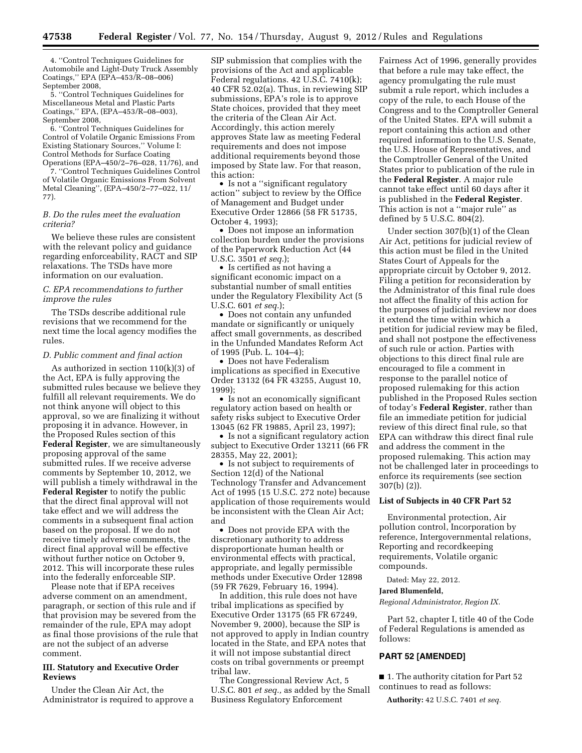4. ''Control Techniques Guidelines for Automobile and Light-Duty Truck Assembly Coatings,'' EPA (EPA–453/R–08–006) September 2008,

5. ''Control Techniques Guidelines for Miscellaneous Metal and Plastic Parts Coatings,'' EPA, (EPA–453/R–08–003), September 2008,

6. ''Control Techniques Guidelines for Control of Volatile Organic Emissions From Existing Stationary Sources,'' Volume I: Control Methods for Surface Coating Operations (EPA–450/2–76–028, 11/76), and

7. ''Control Techniques Guidelines Control of Volatile Organic Emissions From Solvent Metal Cleaning'', (EPA–450/2–77–022, 11/77).

### *B. Do the rules meet the evaluation criteria?*

We believe these rules are consistent with the relevant policy and guidance regarding enforceability, RACT and SIP relaxations. The TSDs have more information on our evaluation.

### *C. EPA recommendations to further improve the rules*

The TSDs describe additional rule revisions that we recommend for the next time the local agency modifies the rules.

### *D. Public comment and final action*

As authorized in section 110(k)(3) of the Act, EPA is fully approving the submitted rules because we believe they fulfill all relevant requirements. We do not think anyone will object to this approval, so we are finalizing it without proposing it in advance. However, in the Proposed Rules section of this **Federal Register**, we are simultaneously proposing approval of the same submitted rules. If we receive adverse comments by September 10, 2012, we will publish a timely withdrawal in the **Federal Register** to notify the public that the direct final approval will not take effect and we will address the comments in a subsequent final action based on the proposal. If we do not receive timely adverse comments, the direct final approval will be effective without further notice on October 9, 2012. This will incorporate these rules into the federally enforceable SIP.

Please note that if EPA receives adverse comment on an amendment, paragraph, or section of this rule and if that provision may be severed from the remainder of the rule, EPA may adopt as final those provisions of the rule that are not the subject of an adverse comment.

## III. Statutory and Executive Order Reviews

Under the Clean Air Act, the Administrator is required to approve a SIP submission that complies with the provisions of the Act and applicable Federal regulations. 42 U.S.C. 7410(k); 40 CFR 52.02(a). Thus, in reviewing SIP submissions, EPA's role is to approve State choices, provided that they meet the criteria of the Clean Air Act. Accordingly, this action merely approves State law as meeting Federal requirements and does not impose additional requirements beyond those imposed by State law. For that reason, this action:

- Is not a ''significant regulatory action'' subject to review by the Office of Management and Budget under Executive Order 12866 (58 FR 51735, October 4, 1993);
- Does not impose an information collection burden under the provisions of the Paperwork Reduction Act (44 U.S.C. 3501 *et seq.*);
- Is certified as not having a significant economic impact on a substantial number of small entities under the Regulatory Flexibility Act (5 U.S.C. 601 *et seq.*);
- Does not contain any unfunded mandate or significantly or uniquely affect small governments, as described in the Unfunded Mandates Reform Act of 1995 (Pub. L. 104–4);
- Does not have Federalism implications as specified in Executive Order 13132 (64 FR 43255, August 10, 1999);
- Is not an economically significant regulatory action based on health or safety risks subject to Executive Order 13045 (62 FR 19885, April 23, 1997);
- Is not a significant regulatory action subject to Executive Order 13211 (66 FR 28355, May 22, 2001);
- Is not subject to requirements of Section 12(d) of the National Technology Transfer and Advancement Act of 1995 (15 U.S.C. 272 note) because application of those requirements would be inconsistent with the Clean Air Act; and
- Does not provide EPA with the discretionary authority to address disproportionate human health or environmental effects with practical, appropriate, and legally permissible methods under Executive Order 12898 (59 FR 7629, February 16, 1994).

In addition, this rule does not have tribal implications as specified by Executive Order 13175 (65 FR 67249, November 9, 2000), because the SIP is not approved to apply in Indian country located in the State, and EPA notes that it will not impose substantial direct costs on tribal governments or preempt tribal law.

The Congressional Review Act, 5 U.S.C. 801 *et seq.*, as added by the Small Business Regulatory Enforcement Fairness Act of 1996, generally provides that before a rule may take effect, the agency promulgating the rule must submit a rule report, which includes a copy of the rule, to each House of the Congress and to the Comptroller General of the United States. EPA will submit a report containing this action and other required information to the U.S. Senate, the U.S. House of Representatives, and the Comptroller General of the United States prior to publication of the rule in the **Federal Register**. A major rule cannot take effect until 60 days after it is published in the **Federal Register**. This action is not a ''major rule'' as defined by 5 U.S.C. 804(2).

Under section 307(b)(1) of the Clean Air Act, petitions for judicial review of this action must be filed in the United States Court of Appeals for the appropriate circuit by October 9, 2012. Filing a petition for reconsideration by the Administrator of this final rule does not affect the finality of this action for the purposes of judicial review nor does it extend the time within which a petition for judicial review may be filed, and shall not postpone the effectiveness of such rule or action. Parties with objections to this direct final rule are encouraged to file a comment in response to the parallel notice of proposed rulemaking for this action published in the Proposed Rules section of today's **Federal Register**, rather than file an immediate petition for judicial review of this direct final rule, so that EPA can withdraw this direct final rule and address the comment in the proposed rulemaking. This action may not be challenged later in proceedings to enforce its requirements (see section 307(b) (2)).

### List of Subjects in 40 CFR Part 52

Environmental protection, Air pollution control, Incorporation by reference, Intergovernmental relations, Reporting and recordkeeping requirements, Volatile organic compounds.

Dated: May 22, 2012.

**Jared Blumenfeld,**

*Regional Administrator, Region IX.*

Part 52, chapter I, title 40 of the Code of Federal Regulations is amended as follows:

## PART 52 [AMENDED]

■ 1. The authority citation for Part 52 continues to read as follows:

**Authority:** 42 U.S.C. 7401 *et seq.*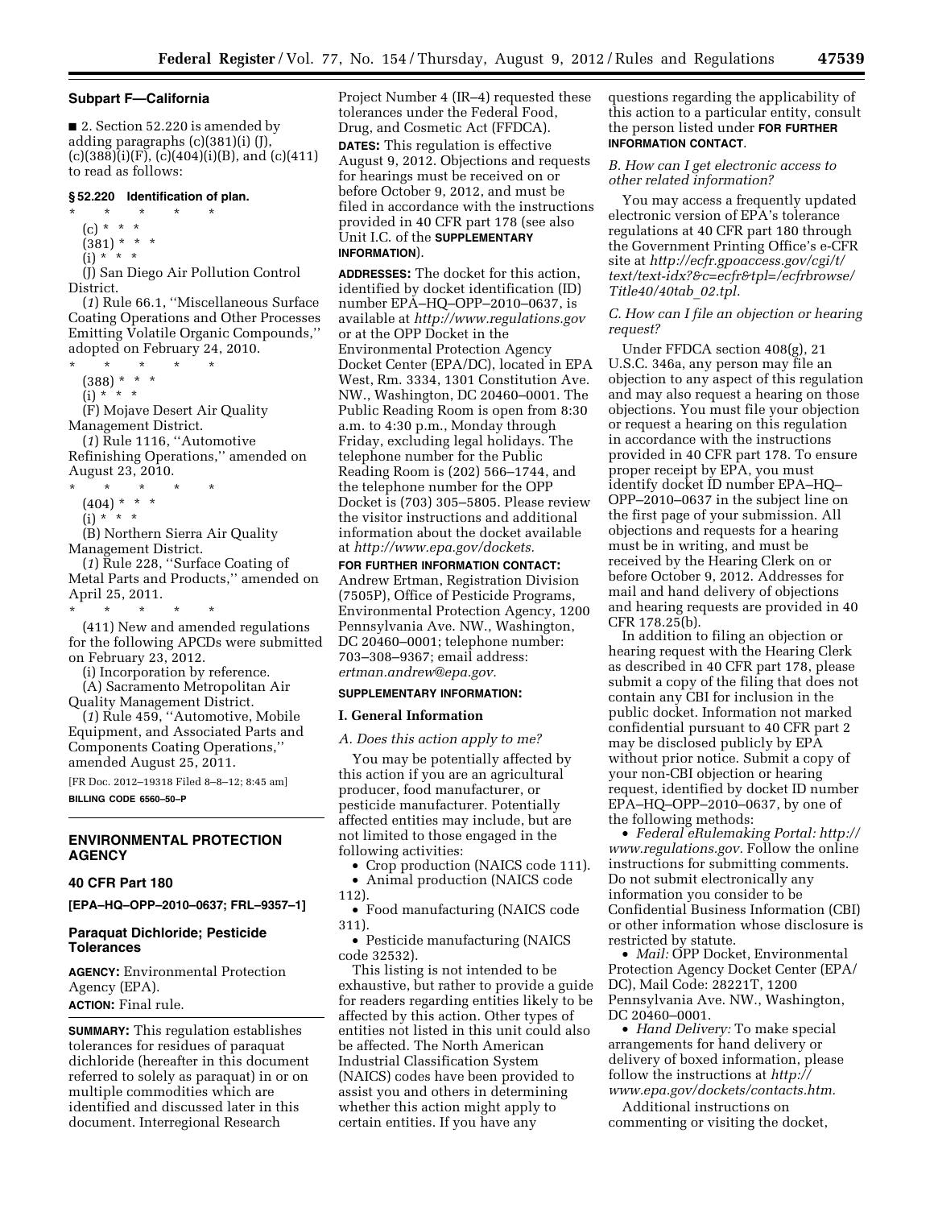## Subpart F—California

■ 2. Section 52.220 is amended by adding paragraphs (c)(381)(i) (J), (c)(388)(i)(F), (c)(404)(i)(B), and (c)(411) to read as follows:

### § 52.220 Identification of plan.

\* \* \* \* \*

(c) \* \* \*

(381) \* \* \*

(i) \* \* \*

(J) San Diego Air Pollution Control District.

(*1*) Rule 66.1, ''Miscellaneous Surface Coating Operations and Other Processes Emitting Volatile Organic Compounds,'' adopted on February 24, 2010.

\* \* \* \* \*

(388) \* \* \*

(i) \* \* \*

(F) Mojave Desert Air Quality Management District.

(*1*) Rule 1116, ''Automotive Refinishing Operations,'' amended on August 23, 2010.

\* \* \* \* \*

(404) \* \* \*

(i) \* \* \*

(B) Northern Sierra Air Quality Management District.

(*1*) Rule 228, ''Surface Coating of Metal Parts and Products,'' amended on April 25, 2011.

\* \* \* \* \*

(411) New and amended regulations for the following APCDs were submitted on February 23, 2012.

(i) Incorporation by reference.

(A) Sacramento Metropolitan Air Quality Management District.

(*1*) Rule 459, ''Automotive, Mobile Equipment, and Associated Parts and Components Coating Operations,'' amended August 25, 2011.

[FR Doc. 2012–19318 Filed 8–8–12; 8:45 am]

**BILLING CODE 6560–50–P**

---

## ENVIRONMENTAL PROTECTION AGENCY

### 40 CFR Part 180

**[EPA–HQ–OPP–2010–0637; FRL–9357–1]**

### Paraquat Dichloride; Pesticide Tolerances

**AGENCY:** Environmental Protection Agency (EPA).

**ACTION:** Final rule.

**SUMMARY:** This regulation establishes tolerances for residues of paraquat dichloride (hereafter in this document referred to solely as paraquat) in or on multiple commodities which are identified and discussed later in this document. Interregional Research Project Number 4 (IR–4) requested these tolerances under the Federal Food, Drug, and Cosmetic Act (FFDCA).

**DATES:** This regulation is effective August 9, 2012. Objections and requests for hearings must be received on or before October 9, 2012, and must be filed in accordance with the instructions provided in 40 CFR part 178 (see also Unit I.C. of the **SUPPLEMENTARY INFORMATION**).

**ADDRESSES:** The docket for this action, identified by docket identification (ID) number EPA–HQ–OPP–2010–0637, is available at *http://www.regulations.gov* or at the OPP Docket in the Environmental Protection Agency Docket Center (EPA/DC), located in EPA West, Rm. 3334, 1301 Constitution Ave. NW., Washington, DC 20460–0001. The Public Reading Room is open from 8:30 a.m. to 4:30 p.m., Monday through Friday, excluding legal holidays. The telephone number for the Public Reading Room is (202) 566–1744, and the telephone number for the OPP Docket is (703) 305–5805. Please review the visitor instructions and additional information about the docket available at *http://www.epa.gov/dockets.*

**FOR FURTHER INFORMATION CONTACT:** Andrew Ertman, Registration Division (7505P), Office of Pesticide Programs, Environmental Protection Agency, 1200 Pennsylvania Ave. NW., Washington, DC 20460–0001; telephone number: 703–308–9367; email address: *ertman.andrew@epa.gov.*

**SUPPLEMENTARY INFORMATION:**

#### I. General Information

*A. Does this action apply to me?*

You may be potentially affected by this action if you are an agricultural producer, food manufacturer, or pesticide manufacturer. Potentially affected entities may include, but are not limited to those engaged in the following activities:

- Crop production (NAICS code 111).
- Animal production (NAICS code 112).
- Food manufacturing (NAICS code 311).
- Pesticide manufacturing (NAICS code 32532).

This listing is not intended to be exhaustive, but rather to provide a guide for readers regarding entities likely to be affected by this action. Other types of entities not listed in this unit could also be affected. The North American Industrial Classification System (NAICS) codes have been provided to assist you and others in determining whether this action might apply to certain entities. If you have any questions regarding the applicability of this action to a particular entity, consult the person listed under **FOR FURTHER INFORMATION CONTACT**.

*B. How can I get electronic access to other related information?*

You may access a frequently updated electronic version of EPA's tolerance regulations at 40 CFR part 180 through the Government Printing Office's e-CFR site at *http://ecfr.gpoaccess.gov/cgi/t/text/text-idx?&c=ecfr&tpl=/ecfrbrowse/Title40/40tab_02.tpl.*

*C. How can I file an objection or hearing request?*

Under FFDCA section 408(g), 21 U.S.C. 346a, any person may file an objection to any aspect of this regulation and may also request a hearing on those objections. You must file your objection or request a hearing on this regulation in accordance with the instructions provided in 40 CFR part 178. To ensure proper receipt by EPA, you must identify docket ID number EPA–HQ–OPP–2010–0637 in the subject line on the first page of your submission. All objections and requests for a hearing must be in writing, and must be received by the Hearing Clerk on or before October 9, 2012. Addresses for mail and hand delivery of objections and hearing requests are provided in 40 CFR 178.25(b).

In addition to filing an objection or hearing request with the Hearing Clerk as described in 40 CFR part 178, please submit a copy of the filing that does not contain any CBI for inclusion in the public docket. Information not marked confidential pursuant to 40 CFR part 2 may be disclosed publicly by EPA without prior notice. Submit a copy of your non-CBI objection or hearing request, identified by docket ID number EPA–HQ–OPP–2010–0637, by one of the following methods:

- *Federal eRulemaking Portal: http://www.regulations.gov.* Follow the online instructions for submitting comments. Do not submit electronically any information you consider to be Confidential Business Information (CBI) or other information whose disclosure is restricted by statute.
- *Mail:* OPP Docket, Environmental Protection Agency Docket Center (EPA/DC), Mail Code: 28221T, 1200 Pennsylvania Ave. NW., Washington, DC 20460–0001.
- *Hand Delivery:* To make special arrangements for hand delivery or delivery of boxed information, please follow the instructions at *http://www.epa.gov/dockets/contacts.htm.*

Additional instructions on commenting or visiting the docket,